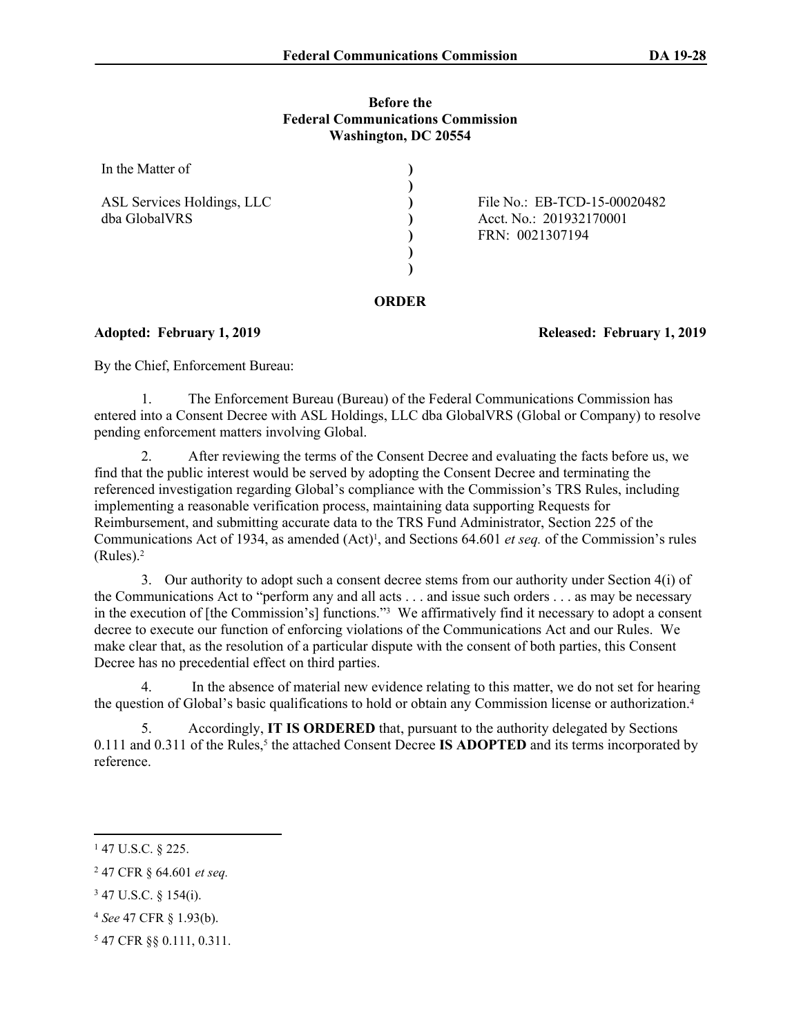**Before the**
**Federal Communications Commission**
**Washington, DC 20554**

| | | |
|---|---|---|
| In the Matter of | ) | |
| | ) | |
| ASL Services Holdings, LLC | ) | File No.: EB-TCD-15-00020482 |
| dba GlobalVRS | ) | Acct. No.: 201932170001 |
| | ) | FRN: 0021307194 |
| | ) | |
| | ) | |

## ORDER

**Adopted: February 1, 2019** **Released: February 1, 2019**

By the Chief, Enforcement Bureau:

1. The Enforcement Bureau (Bureau) of the Federal Communications Commission has entered into a Consent Decree with ASL Holdings, LLC dba GlobalVRS (Global or Company) to resolve pending enforcement matters involving Global.

2. After reviewing the terms of the Consent Decree and evaluating the facts before us, we find that the public interest would be served by adopting the Consent Decree and terminating the referenced investigation regarding Global's compliance with the Commission's TRS Rules, including implementing a reasonable verification process, maintaining data supporting Requests for Reimbursement, and submitting accurate data to the TRS Fund Administrator, Section 225 of the Communications Act of 1934, as amended (Act)[1], and Sections 64.601 *et seq.* of the Commission's rules (Rules).[2]

3. Our authority to adopt such a consent decree stems from our authority under Section 4(i) of the Communications Act to "perform any and all acts . . . and issue such orders . . . as may be necessary in the execution of [the Commission's] functions."[3] We affirmatively find it necessary to adopt a consent decree to execute our function of enforcing violations of the Communications Act and our Rules. We make clear that, as the resolution of a particular dispute with the consent of both parties, this Consent Decree has no precedential effect on third parties.

4. In the absence of material new evidence relating to this matter, we do not set for hearing the question of Global's basic qualifications to hold or obtain any Commission license or authorization.[4]

5. Accordingly, **IT IS ORDERED** that, pursuant to the authority delegated by Sections 0.111 and 0.311 of the Rules,[5] the attached Consent Decree **IS ADOPTED** and its terms incorporated by reference.

---

[1] 47 U.S.C. § 225.

[2] 47 CFR § 64.601 *et seq.*

[3] 47 U.S.C. § 154(i).

[4] *See* 47 CFR § 1.93(b).

[5] 47 CFR §§ 0.111, 0.311.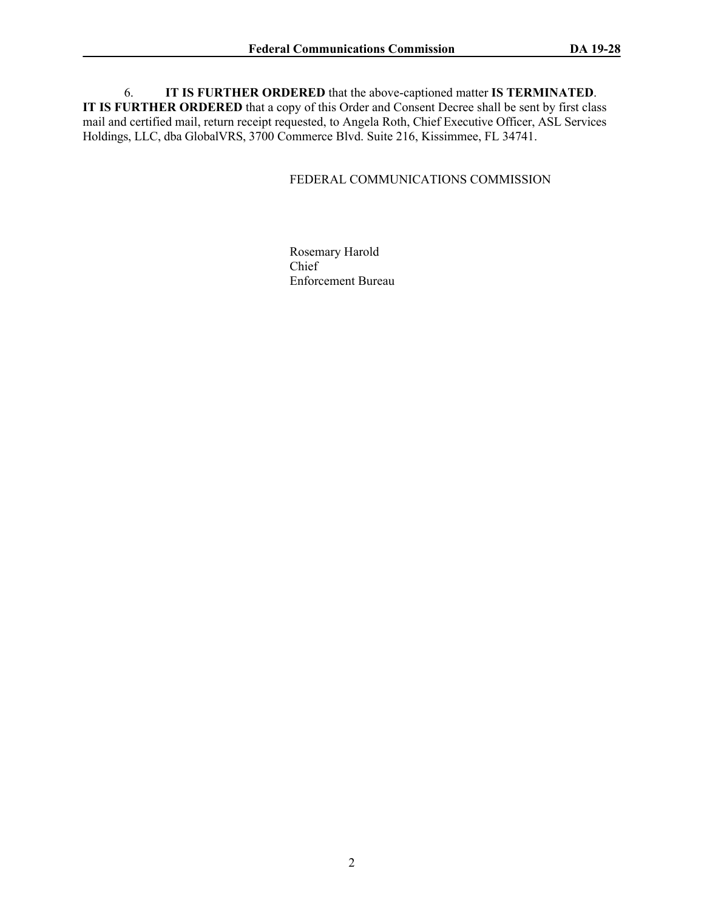6. **IT IS FURTHER ORDERED** that the above-captioned matter **IS TERMINATED**. **IT IS FURTHER ORDERED** that a copy of this Order and Consent Decree shall be sent by first class mail and certified mail, return receipt requested, to Angela Roth, Chief Executive Officer, ASL Services Holdings, LLC, dba GlobalVRS, 3700 Commerce Blvd. Suite 216, Kissimmee, FL 34741.

FEDERAL COMMUNICATIONS COMMISSION

Rosemary Harold
Chief
Enforcement Bureau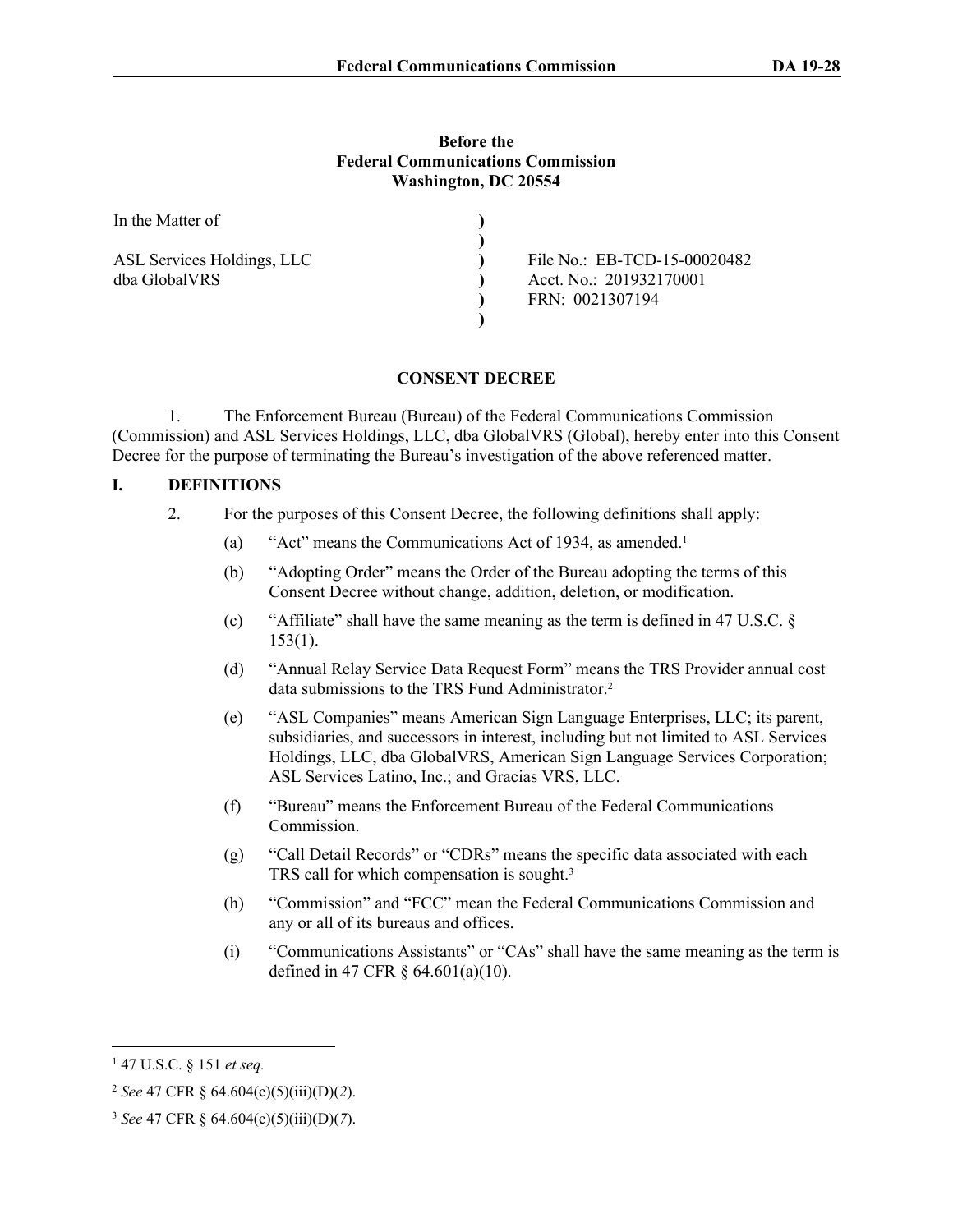**Before the**
**Federal Communications Commission**
**Washington, DC 20554**

| | | |
|---|---|---|
| In the Matter of | ) | |
| | ) | |
| ASL Services Holdings, LLC | ) | File No.: EB-TCD-15-00020482 |
| dba GlobalVRS | ) | Acct. No.: 201932170001 |
| | ) | FRN: 0021307194 |
| | ) | |

**CONSENT DECREE**

1. The Enforcement Bureau (Bureau) of the Federal Communications Commission (Commission) and ASL Services Holdings, LLC, dba GlobalVRS (Global), hereby enter into this Consent Decree for the purpose of terminating the Bureau's investigation of the above referenced matter.

## I. DEFINITIONS

2. For the purposes of this Consent Decree, the following definitions shall apply:

(a) "Act" means the Communications Act of 1934, as amended.[1]

(b) "Adopting Order" means the Order of the Bureau adopting the terms of this Consent Decree without change, addition, deletion, or modification.

(c) "Affiliate" shall have the same meaning as the term is defined in 47 U.S.C. § 153(1).

(d) "Annual Relay Service Data Request Form" means the TRS Provider annual cost data submissions to the TRS Fund Administrator.[2]

(e) "ASL Companies" means American Sign Language Enterprises, LLC; its parent, subsidiaries, and successors in interest, including but not limited to ASL Services Holdings, LLC, dba GlobalVRS, American Sign Language Services Corporation; ASL Services Latino, Inc.; and Gracias VRS, LLC.

(f) "Bureau" means the Enforcement Bureau of the Federal Communications Commission.

(g) "Call Detail Records" or "CDRs" means the specific data associated with each TRS call for which compensation is sought.[3]

(h) "Commission" and "FCC" mean the Federal Communications Commission and any or all of its bureaus and offices.

(i) "Communications Assistants" or "CAs" shall have the same meaning as the term is defined in 47 CFR § 64.601(a)(10).

---

[1] 47 U.S.C. § 151 *et seq.*

[2] *See* 47 CFR § 64.604(c)(5)(iii)(D)(*2*).

[3] *See* 47 CFR § 64.604(c)(5)(iii)(D)(*7*).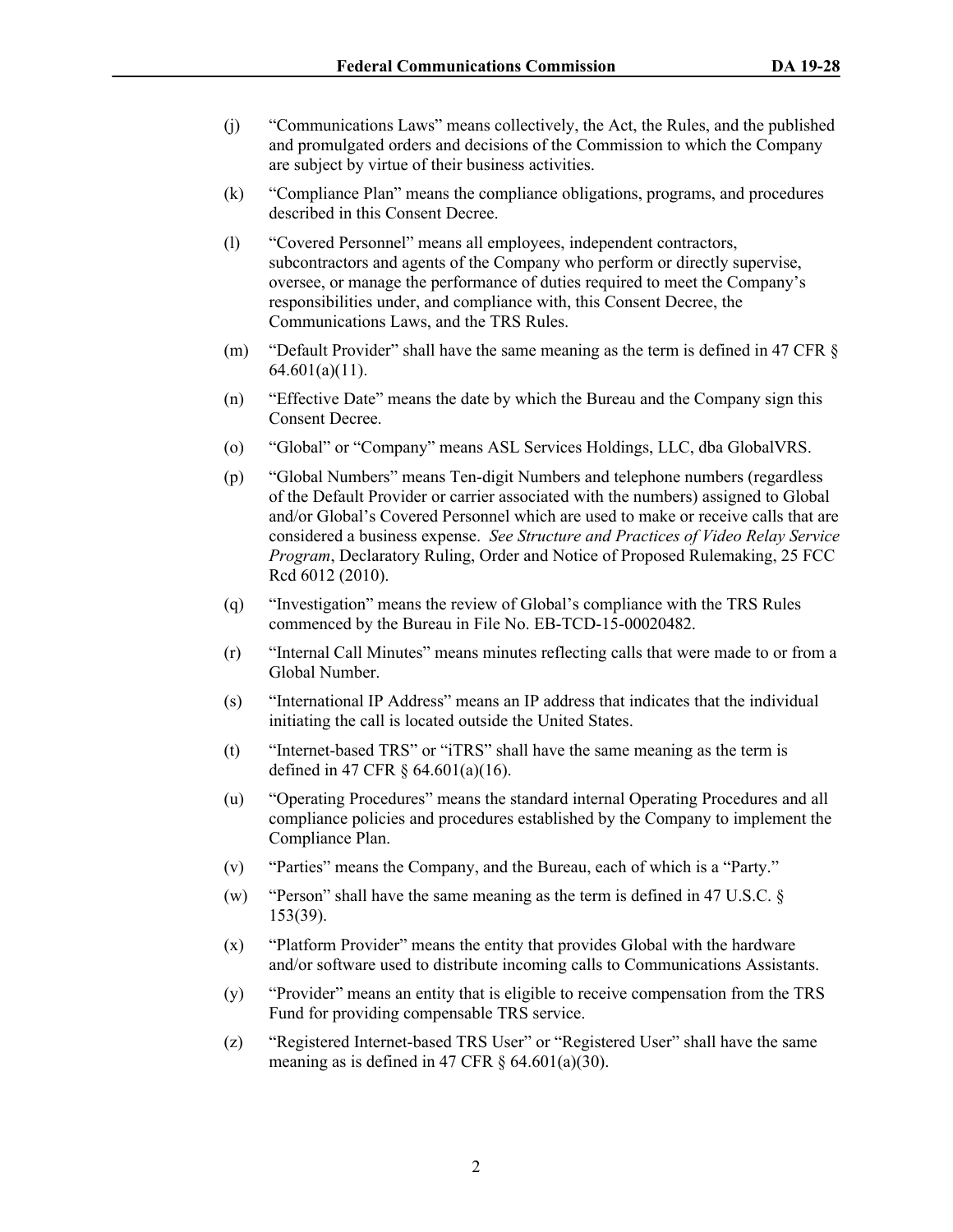(j) "Communications Laws" means collectively, the Act, the Rules, and the published and promulgated orders and decisions of the Commission to which the Company are subject by virtue of their business activities.

(k) "Compliance Plan" means the compliance obligations, programs, and procedures described in this Consent Decree.

(l) "Covered Personnel" means all employees, independent contractors, subcontractors and agents of the Company who perform or directly supervise, oversee, or manage the performance of duties required to meet the Company's responsibilities under, and compliance with, this Consent Decree, the Communications Laws, and the TRS Rules.

(m) "Default Provider" shall have the same meaning as the term is defined in 47 CFR § 64.601(a)(11).

(n) "Effective Date" means the date by which the Bureau and the Company sign this Consent Decree.

(o) "Global" or "Company" means ASL Services Holdings, LLC, dba GlobalVRS.

(p) "Global Numbers" means Ten-digit Numbers and telephone numbers (regardless of the Default Provider or carrier associated with the numbers) assigned to Global and/or Global's Covered Personnel which are used to make or receive calls that are considered a business expense. *See Structure and Practices of Video Relay Service Program*, Declaratory Ruling, Order and Notice of Proposed Rulemaking, 25 FCC Rcd 6012 (2010).

(q) "Investigation" means the review of Global's compliance with the TRS Rules commenced by the Bureau in File No. EB-TCD-15-00020482.

(r) "Internal Call Minutes" means minutes reflecting calls that were made to or from a Global Number.

(s) "International IP Address" means an IP address that indicates that the individual initiating the call is located outside the United States.

(t) "Internet-based TRS" or "iTRS" shall have the same meaning as the term is defined in 47 CFR § 64.601(a)(16).

(u) "Operating Procedures" means the standard internal Operating Procedures and all compliance policies and procedures established by the Company to implement the Compliance Plan.

(v) "Parties" means the Company, and the Bureau, each of which is a "Party."

(w) "Person" shall have the same meaning as the term is defined in 47 U.S.C. § 153(39).

(x) "Platform Provider" means the entity that provides Global with the hardware and/or software used to distribute incoming calls to Communications Assistants.

(y) "Provider" means an entity that is eligible to receive compensation from the TRS Fund for providing compensable TRS service.

(z) "Registered Internet-based TRS User" or "Registered User" shall have the same meaning as is defined in 47 CFR § 64.601(a)(30).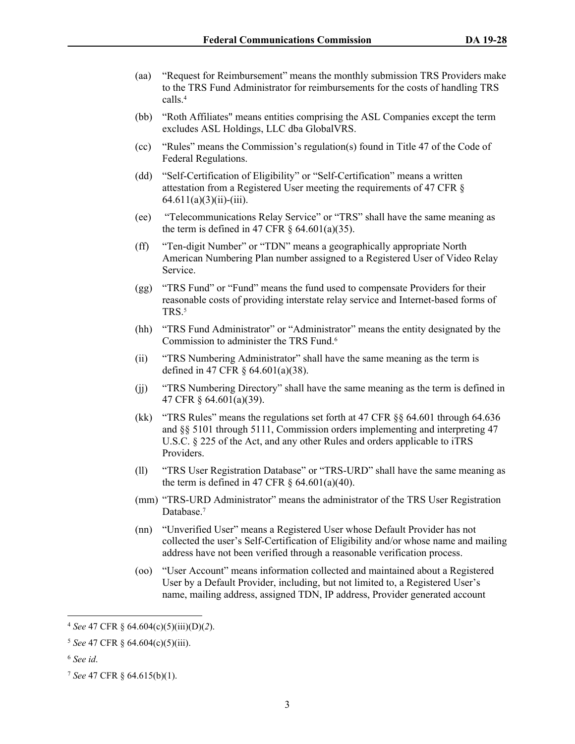(aa) "Request for Reimbursement" means the monthly submission TRS Providers make to the TRS Fund Administrator for reimbursements for the costs of handling TRS calls.[4]

(bb) "Roth Affiliates" means entities comprising the ASL Companies except the term excludes ASL Holdings, LLC dba GlobalVRS.

(cc) "Rules" means the Commission's regulation(s) found in Title 47 of the Code of Federal Regulations.

(dd) "Self-Certification of Eligibility" or "Self-Certification" means a written attestation from a Registered User meeting the requirements of 47 CFR § 64.611(a)(3)(ii)-(iii).

(ee) "Telecommunications Relay Service" or "TRS" shall have the same meaning as the term is defined in 47 CFR § 64.601(a)(35).

(ff) "Ten-digit Number" or "TDN" means a geographically appropriate North American Numbering Plan number assigned to a Registered User of Video Relay Service.

(gg) "TRS Fund" or "Fund" means the fund used to compensate Providers for their reasonable costs of providing interstate relay service and Internet-based forms of TRS.[5]

(hh) "TRS Fund Administrator" or "Administrator" means the entity designated by the Commission to administer the TRS Fund.[6]

(ii) "TRS Numbering Administrator" shall have the same meaning as the term is defined in 47 CFR § 64.601(a)(38).

(jj) "TRS Numbering Directory" shall have the same meaning as the term is defined in 47 CFR § 64.601(a)(39).

(kk) "TRS Rules" means the regulations set forth at 47 CFR §§ 64.601 through 64.636 and §§ 5101 through 5111, Commission orders implementing and interpreting 47 U.S.C. § 225 of the Act, and any other Rules and orders applicable to iTRS Providers.

(ll) "TRS User Registration Database" or "TRS-URD" shall have the same meaning as the term is defined in 47 CFR § 64.601(a)(40).

(mm) "TRS-URD Administrator" means the administrator of the TRS User Registration Database.[7]

(nn) "Unverified User" means a Registered User whose Default Provider has not collected the user's Self-Certification of Eligibility and/or whose name and mailing address have not been verified through a reasonable verification process.

(oo) "User Account" means information collected and maintained about a Registered User by a Default Provider, including, but not limited to, a Registered User's name, mailing address, assigned TDN, IP address, Provider generated account

---

[4] *See* 47 CFR § 64.604(c)(5)(iii)(D)(*2*).

[5] *See* 47 CFR § 64.604(c)(5)(iii).

[6] *See id*.

[7] *See* 47 CFR § 64.615(b)(1).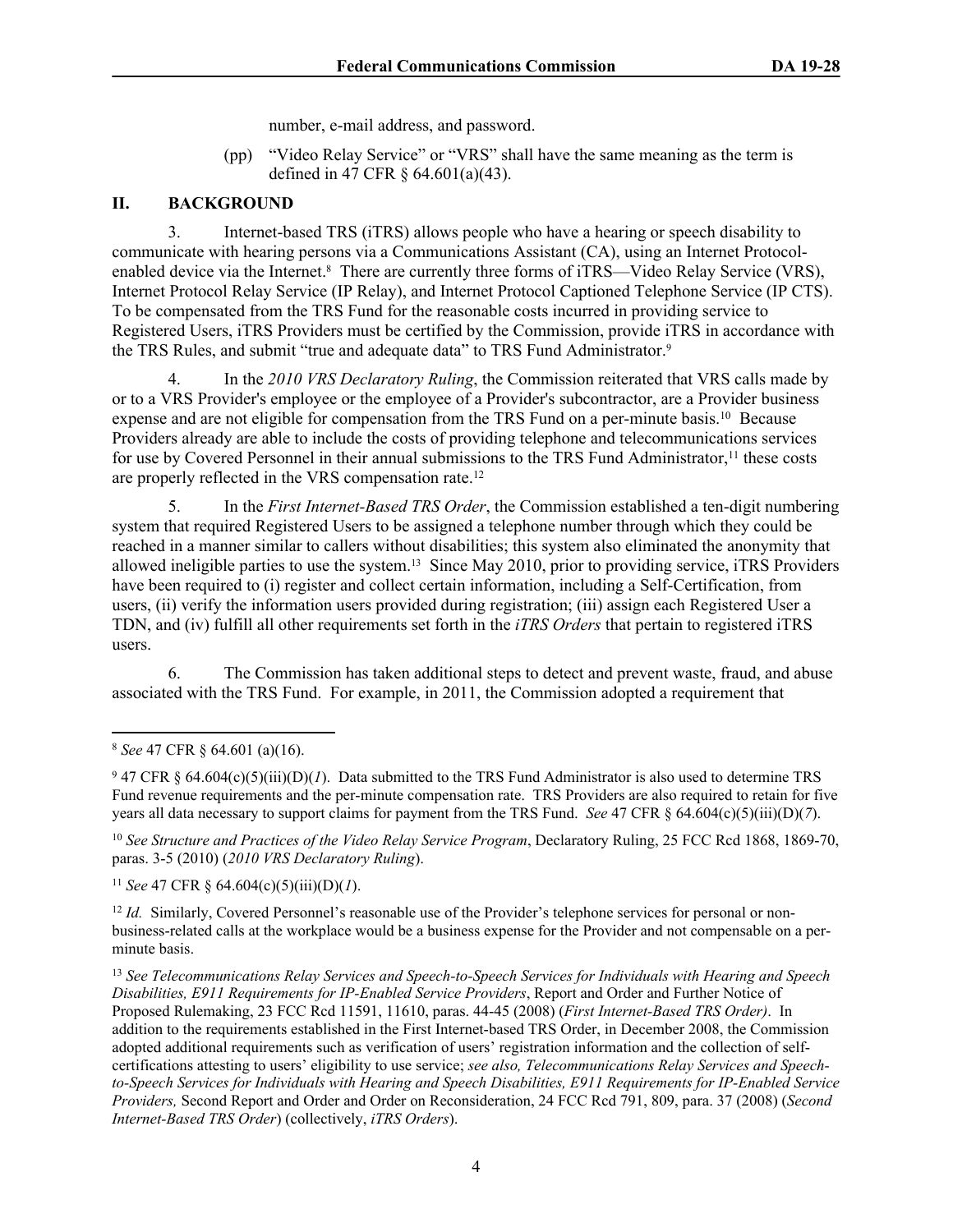number, e-mail address, and password.

(pp) "Video Relay Service" or "VRS" shall have the same meaning as the term is defined in 47 CFR § 64.601(a)(43).

## II. BACKGROUND

3. Internet-based TRS (iTRS) allows people who have a hearing or speech disability to communicate with hearing persons via a Communications Assistant (CA), using an Internet Protocol-enabled device via the Internet.[8] There are currently three forms of iTRS—Video Relay Service (VRS), Internet Protocol Relay Service (IP Relay), and Internet Protocol Captioned Telephone Service (IP CTS). To be compensated from the TRS Fund for the reasonable costs incurred in providing service to Registered Users, iTRS Providers must be certified by the Commission, provide iTRS in accordance with the TRS Rules, and submit "true and adequate data" to TRS Fund Administrator.[9]

4. In the *2010 VRS Declaratory Ruling*, the Commission reiterated that VRS calls made by or to a VRS Provider's employee or the employee of a Provider's subcontractor, are a Provider business expense and are not eligible for compensation from the TRS Fund on a per-minute basis.[10] Because Providers already are able to include the costs of providing telephone and telecommunications services for use by Covered Personnel in their annual submissions to the TRS Fund Administrator,[11] these costs are properly reflected in the VRS compensation rate.[12]

5. In the *First Internet-Based TRS Order*, the Commission established a ten-digit numbering system that required Registered Users to be assigned a telephone number through which they could be reached in a manner similar to callers without disabilities; this system also eliminated the anonymity that allowed ineligible parties to use the system.[13] Since May 2010, prior to providing service, iTRS Providers have been required to (i) register and collect certain information, including a Self-Certification, from users, (ii) verify the information users provided during registration; (iii) assign each Registered User a TDN, and (iv) fulfill all other requirements set forth in the *iTRS Orders* that pertain to registered iTRS users.

6. The Commission has taken additional steps to detect and prevent waste, fraud, and abuse associated with the TRS Fund. For example, in 2011, the Commission adopted a requirement that

---

[8] *See* 47 CFR § 64.601 (a)(16).

[9] 47 CFR § 64.604(c)(5)(iii)(D)(*1*). Data submitted to the TRS Fund Administrator is also used to determine TRS Fund revenue requirements and the per-minute compensation rate. TRS Providers are also required to retain for five years all data necessary to support claims for payment from the TRS Fund. *See* 47 CFR § 64.604(c)(5)(iii)(D)(*7*).

[10] *See Structure and Practices of the Video Relay Service Program*, Declaratory Ruling, 25 FCC Rcd 1868, 1869-70, paras. 3-5 (2010) (*2010 VRS Declaratory Ruling*).

[11] *See* 47 CFR § 64.604(c)(5)(iii)(D)(*1*).

[12] *Id.* Similarly, Covered Personnel's reasonable use of the Provider's telephone services for personal or non-business-related calls at the workplace would be a business expense for the Provider and not compensable on a per-minute basis.

[13] *See Telecommunications Relay Services and Speech-to-Speech Services for Individuals with Hearing and Speech Disabilities, E911 Requirements for IP-Enabled Service Providers*, Report and Order and Further Notice of Proposed Rulemaking, 23 FCC Rcd 11591, 11610, paras. 44-45 (2008) (*First Internet-Based TRS Order)*. In addition to the requirements established in the First Internet-based TRS Order, in December 2008, the Commission adopted additional requirements such as verification of users' registration information and the collection of self-certifications attesting to users' eligibility to use service; *see also, Telecommunications Relay Services and Speech-to-Speech Services for Individuals with Hearing and Speech Disabilities, E911 Requirements for IP-Enabled Service Providers,* Second Report and Order and Order on Reconsideration, 24 FCC Rcd 791, 809, para. 37 (2008) (*Second Internet-Based TRS Order*) (collectively, *iTRS Orders*).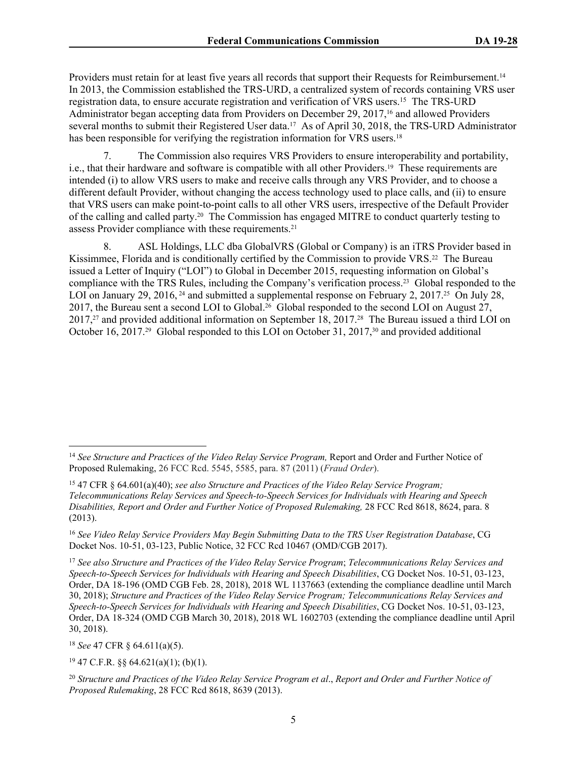Providers must retain for at least five years all records that support their Requests for Reimbursement.[14] In 2013, the Commission established the TRS-URD, a centralized system of records containing VRS user registration data, to ensure accurate registration and verification of VRS users.[15] The TRS-URD Administrator began accepting data from Providers on December 29, 2017,[16] and allowed Providers several months to submit their Registered User data.[17] As of April 30, 2018, the TRS-URD Administrator has been responsible for verifying the registration information for VRS users.[18]

7. The Commission also requires VRS Providers to ensure interoperability and portability, i.e., that their hardware and software is compatible with all other Providers.[19] These requirements are intended (i) to allow VRS users to make and receive calls through any VRS Provider, and to choose a different default Provider, without changing the access technology used to place calls, and (ii) to ensure that VRS users can make point-to-point calls to all other VRS users, irrespective of the Default Provider of the calling and called party.[20] The Commission has engaged MITRE to conduct quarterly testing to assess Provider compliance with these requirements.[21]

8. ASL Holdings, LLC dba GlobalVRS (Global or Company) is an iTRS Provider based in Kissimmee, Florida and is conditionally certified by the Commission to provide VRS.[22] The Bureau issued a Letter of Inquiry ("LOI") to Global in December 2015, requesting information on Global's compliance with the TRS Rules, including the Company's verification process.[23] Global responded to the LOI on January 29, 2016,[24] and submitted a supplemental response on February 2, 2017.[25] On July 28, 2017, the Bureau sent a second LOI to Global.[26] Global responded to the second LOI on August 27, 2017,[27] and provided additional information on September 18, 2017.[28] The Bureau issued a third LOI on October 16, 2017.[29] Global responded to this LOI on October 31, 2017,[30] and provided additional

---

[14] *See Structure and Practices of the Video Relay Service Program,* Report and Order and Further Notice of Proposed Rulemaking, 26 FCC Rcd. 5545, 5585, para. 87 (2011) (*Fraud Order*).

[15] 47 CFR § 64.601(a)(40); *see also Structure and Practices of the Video Relay Service Program; Telecommunications Relay Services and Speech-to-Speech Services for Individuals with Hearing and Speech Disabilities, Report and Order and Further Notice of Proposed Rulemaking,* 28 FCC Rcd 8618, 8624, para. 8 (2013).

[16] *See Video Relay Service Providers May Begin Submitting Data to the TRS User Registration Database*, CG Docket Nos. 10-51, 03-123, Public Notice, 32 FCC Rcd 10467 (OMD/CGB 2017).

[17] *See also Structure and Practices of the Video Relay Service Program*; *Telecommunications Relay Services and Speech-to-Speech Services for Individuals with Hearing and Speech Disabilities*, CG Docket Nos. 10-51, 03-123, Order, DA 18-196 (OMD CGB Feb. 28, 2018), 2018 WL 1137663 (extending the compliance deadline until March 30, 2018); *Structure and Practices of the Video Relay Service Program; Telecommunications Relay Services and Speech-to-Speech Services for Individuals with Hearing and Speech Disabilities*, CG Docket Nos. 10-51, 03-123, Order, DA 18-324 (OMD CGB March 30, 2018), 2018 WL 1602703 (extending the compliance deadline until April 30, 2018).

[18] *See* 47 CFR § 64.611(a)(5).

[19] 47 C.F.R. §§ 64.621(a)(1); (b)(1).

[20] *Structure and Practices of the Video Relay Service Program et al*., *Report and Order and Further Notice of Proposed Rulemaking*, 28 FCC Rcd 8618, 8639 (2013).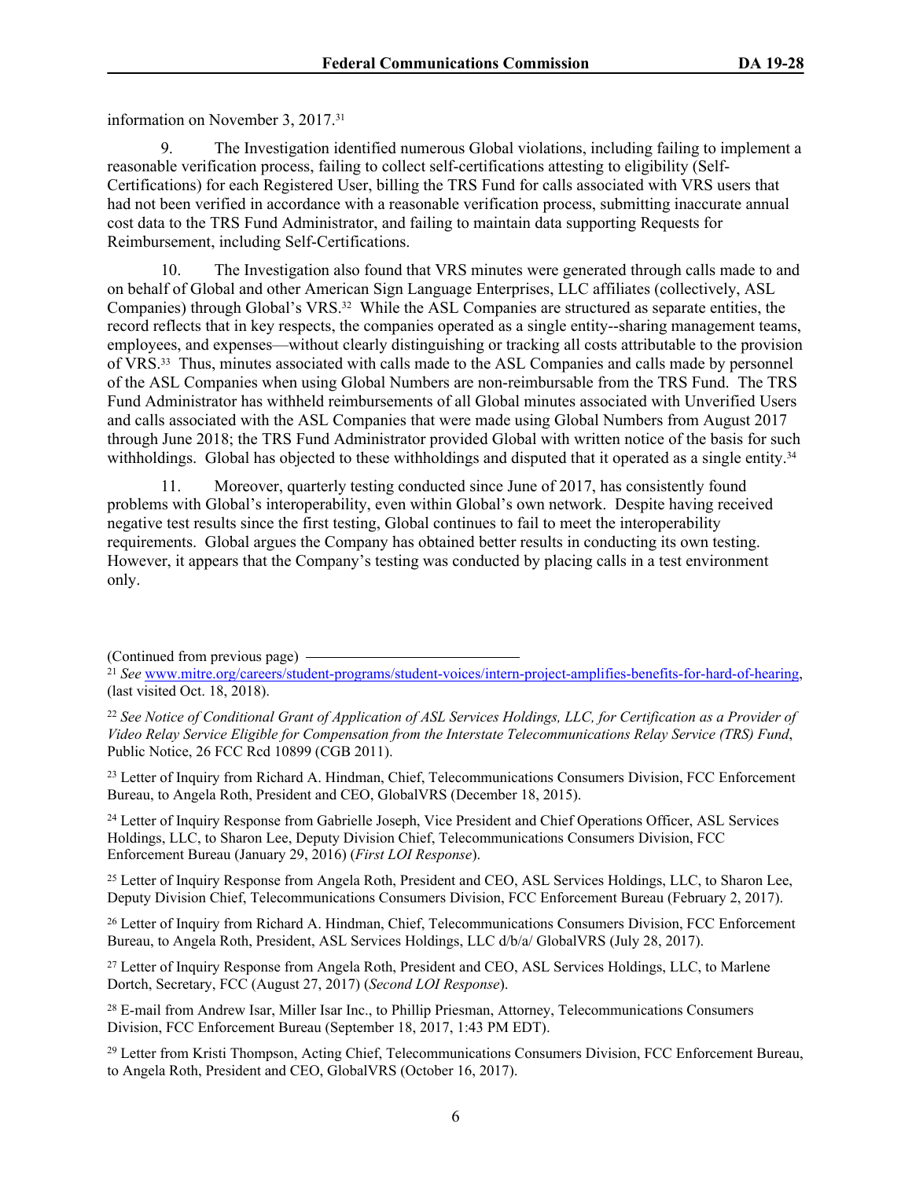information on November 3, 2017.[31]

9. The Investigation identified numerous Global violations, including failing to implement a reasonable verification process, failing to collect self-certifications attesting to eligibility (Self-Certifications) for each Registered User, billing the TRS Fund for calls associated with VRS users that had not been verified in accordance with a reasonable verification process, submitting inaccurate annual cost data to the TRS Fund Administrator, and failing to maintain data supporting Requests for Reimbursement, including Self-Certifications.

10. The Investigation also found that VRS minutes were generated through calls made to and on behalf of Global and other American Sign Language Enterprises, LLC affiliates (collectively, ASL Companies) through Global's VRS.[32] While the ASL Companies are structured as separate entities, the record reflects that in key respects, the companies operated as a single entity--sharing management teams, employees, and expenses—without clearly distinguishing or tracking all costs attributable to the provision of VRS.[33] Thus, minutes associated with calls made to the ASL Companies and calls made by personnel of the ASL Companies when using Global Numbers are non-reimbursable from the TRS Fund. The TRS Fund Administrator has withheld reimbursements of all Global minutes associated with Unverified Users and calls associated with the ASL Companies that were made using Global Numbers from August 2017 through June 2018; the TRS Fund Administrator provided Global with written notice of the basis for such withholdings. Global has objected to these withholdings and disputed that it operated as a single entity.[34]

11. Moreover, quarterly testing conducted since June of 2017, has consistently found problems with Global's interoperability, even within Global's own network. Despite having received negative test results since the first testing, Global continues to fail to meet the interoperability requirements. Global argues the Company has obtained better results in conducting its own testing. However, it appears that the Company's testing was conducted by placing calls in a test environment only.

(Continued from previous page)

[21] *See* www.mitre.org/careers/student-programs/student-voices/intern-project-amplifies-benefits-for-hard-of-hearing, (last visited Oct. 18, 2018).

[22] *See Notice of Conditional Grant of Application of ASL Services Holdings, LLC, for Certification as a Provider of Video Relay Service Eligible for Compensation from the Interstate Telecommunications Relay Service (TRS) Fund*, Public Notice, 26 FCC Rcd 10899 (CGB 2011).

[23] Letter of Inquiry from Richard A. Hindman, Chief, Telecommunications Consumers Division, FCC Enforcement Bureau, to Angela Roth, President and CEO, GlobalVRS (December 18, 2015).

[24] Letter of Inquiry Response from Gabrielle Joseph, Vice President and Chief Operations Officer, ASL Services Holdings, LLC, to Sharon Lee, Deputy Division Chief, Telecommunications Consumers Division, FCC Enforcement Bureau (January 29, 2016) (*First LOI Response*).

[25] Letter of Inquiry Response from Angela Roth, President and CEO, ASL Services Holdings, LLC, to Sharon Lee, Deputy Division Chief, Telecommunications Consumers Division, FCC Enforcement Bureau (February 2, 2017).

[26] Letter of Inquiry from Richard A. Hindman, Chief, Telecommunications Consumers Division, FCC Enforcement Bureau, to Angela Roth, President, ASL Services Holdings, LLC d/b/a/ GlobalVRS (July 28, 2017).

[27] Letter of Inquiry Response from Angela Roth, President and CEO, ASL Services Holdings, LLC, to Marlene Dortch, Secretary, FCC (August 27, 2017) (*Second LOI Response*).

[28] E-mail from Andrew Isar, Miller Isar Inc., to Phillip Priesman, Attorney, Telecommunications Consumers Division, FCC Enforcement Bureau (September 18, 2017, 1:43 PM EDT).

[29] Letter from Kristi Thompson, Acting Chief, Telecommunications Consumers Division, FCC Enforcement Bureau, to Angela Roth, President and CEO, GlobalVRS (October 16, 2017).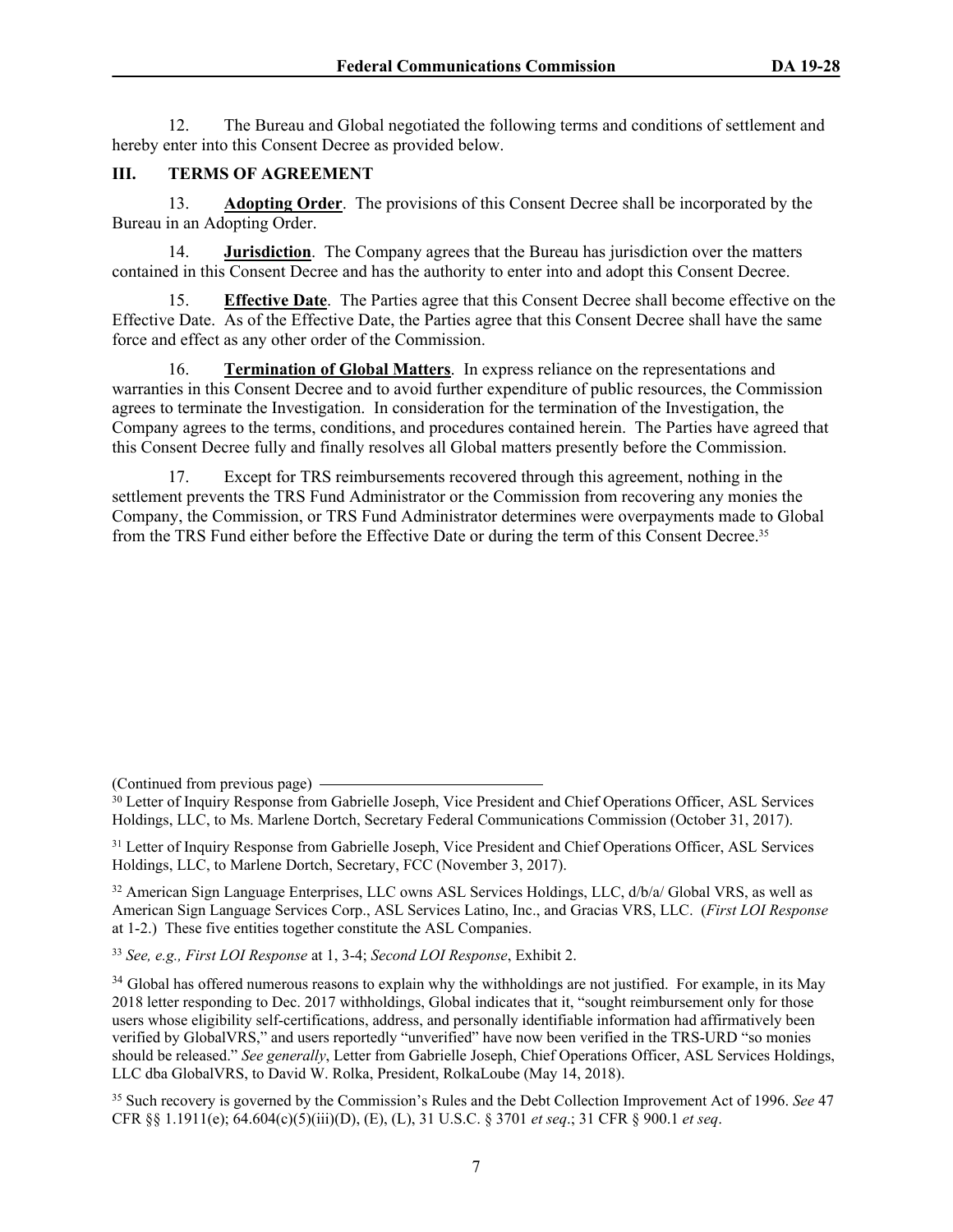12. The Bureau and Global negotiated the following terms and conditions of settlement and hereby enter into this Consent Decree as provided below.

## III. TERMS OF AGREEMENT

13. **Adopting Order**. The provisions of this Consent Decree shall be incorporated by the Bureau in an Adopting Order.

14. **Jurisdiction**. The Company agrees that the Bureau has jurisdiction over the matters contained in this Consent Decree and has the authority to enter into and adopt this Consent Decree.

15. **Effective Date**. The Parties agree that this Consent Decree shall become effective on the Effective Date. As of the Effective Date, the Parties agree that this Consent Decree shall have the same force and effect as any other order of the Commission.

16. **Termination of Global Matters**. In express reliance on the representations and warranties in this Consent Decree and to avoid further expenditure of public resources, the Commission agrees to terminate the Investigation. In consideration for the termination of the Investigation, the Company agrees to the terms, conditions, and procedures contained herein. The Parties have agreed that this Consent Decree fully and finally resolves all Global matters presently before the Commission.

17. Except for TRS reimbursements recovered through this agreement, nothing in the settlement prevents the TRS Fund Administrator or the Commission from recovering any monies the Company, the Commission, or TRS Fund Administrator determines were overpayments made to Global from the TRS Fund either before the Effective Date or during the term of this Consent Decree.[35]

---

(Continued from previous page)

[30] Letter of Inquiry Response from Gabrielle Joseph, Vice President and Chief Operations Officer, ASL Services Holdings, LLC, to Ms. Marlene Dortch, Secretary Federal Communications Commission (October 31, 2017).

[31] Letter of Inquiry Response from Gabrielle Joseph, Vice President and Chief Operations Officer, ASL Services Holdings, LLC, to Marlene Dortch, Secretary, FCC (November 3, 2017).

[32] American Sign Language Enterprises, LLC owns ASL Services Holdings, LLC, d/b/a/ Global VRS, as well as American Sign Language Services Corp., ASL Services Latino, Inc., and Gracias VRS, LLC. (*First LOI Response* at 1-2.) These five entities together constitute the ASL Companies.

[33] *See, e.g., First LOI Response* at 1, 3-4; *Second LOI Response*, Exhibit 2.

[34] Global has offered numerous reasons to explain why the withholdings are not justified. For example, in its May 2018 letter responding to Dec. 2017 withholdings, Global indicates that it, "sought reimbursement only for those users whose eligibility self-certifications, address, and personally identifiable information had affirmatively been verified by GlobalVRS," and users reportedly "unverified" have now been verified in the TRS-URD "so monies should be released." *See generally*, Letter from Gabrielle Joseph, Chief Operations Officer, ASL Services Holdings, LLC dba GlobalVRS, to David W. Rolka, President, RolkaLoube (May 14, 2018).

[35] Such recovery is governed by the Commission's Rules and the Debt Collection Improvement Act of 1996. *See* 47 CFR §§ 1.1911(e); 64.604(c)(5)(iii)(D), (E), (L), 31 U.S.C. § 3701 *et seq*.; 31 CFR § 900.1 *et seq*.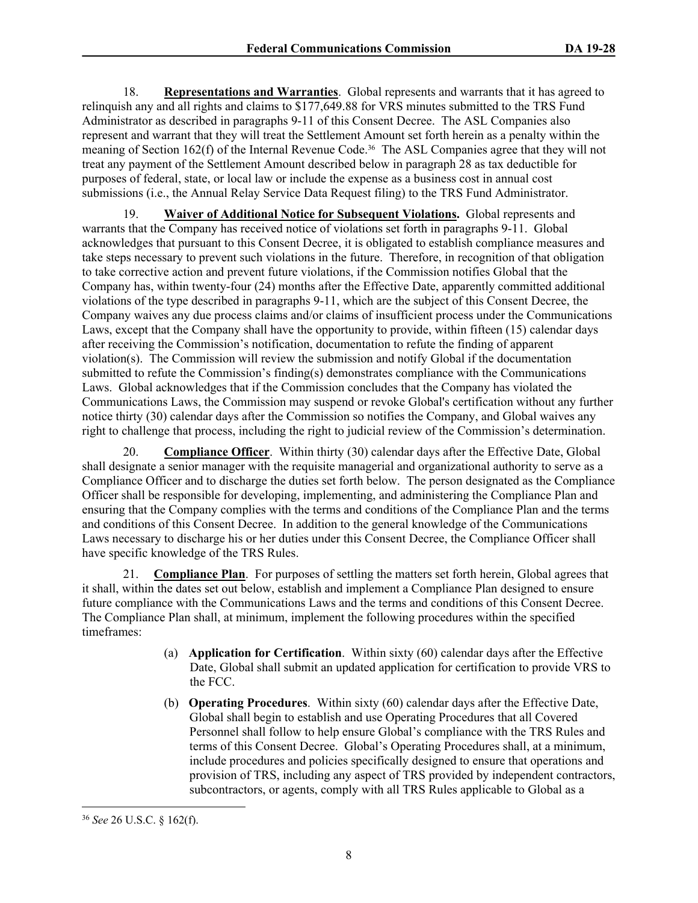18. **Representations and Warranties**. Global represents and warrants that it has agreed to relinquish any and all rights and claims to $177,649.88 for VRS minutes submitted to the TRS Fund Administrator as described in paragraphs 9-11 of this Consent Decree. The ASL Companies also represent and warrant that they will treat the Settlement Amount set forth herein as a penalty within the meaning of Section 162(f) of the Internal Revenue Code.[36] The ASL Companies agree that they will not treat any payment of the Settlement Amount described below in paragraph 28 as tax deductible for purposes of federal, state, or local law or include the expense as a business cost in annual cost submissions (i.e., the Annual Relay Service Data Request filing) to the TRS Fund Administrator.

19. **Waiver of Additional Notice for Subsequent Violations.** Global represents and warrants that the Company has received notice of violations set forth in paragraphs 9-11. Global acknowledges that pursuant to this Consent Decree, it is obligated to establish compliance measures and take steps necessary to prevent such violations in the future. Therefore, in recognition of that obligation to take corrective action and prevent future violations, if the Commission notifies Global that the Company has, within twenty-four (24) months after the Effective Date, apparently committed additional violations of the type described in paragraphs 9-11, which are the subject of this Consent Decree, the Company waives any due process claims and/or claims of insufficient process under the Communications Laws, except that the Company shall have the opportunity to provide, within fifteen (15) calendar days after receiving the Commission's notification, documentation to refute the finding of apparent violation(s). The Commission will review the submission and notify Global if the documentation submitted to refute the Commission's finding(s) demonstrates compliance with the Communications Laws. Global acknowledges that if the Commission concludes that the Company has violated the Communications Laws, the Commission may suspend or revoke Global's certification without any further notice thirty (30) calendar days after the Commission so notifies the Company, and Global waives any right to challenge that process, including the right to judicial review of the Commission's determination.

20. **Compliance Officer**. Within thirty (30) calendar days after the Effective Date, Global shall designate a senior manager with the requisite managerial and organizational authority to serve as a Compliance Officer and to discharge the duties set forth below. The person designated as the Compliance Officer shall be responsible for developing, implementing, and administering the Compliance Plan and ensuring that the Company complies with the terms and conditions of the Compliance Plan and the terms and conditions of this Consent Decree. In addition to the general knowledge of the Communications Laws necessary to discharge his or her duties under this Consent Decree, the Compliance Officer shall have specific knowledge of the TRS Rules.

21. **Compliance Plan**. For purposes of settling the matters set forth herein, Global agrees that it shall, within the dates set out below, establish and implement a Compliance Plan designed to ensure future compliance with the Communications Laws and the terms and conditions of this Consent Decree. The Compliance Plan shall, at minimum, implement the following procedures within the specified timeframes:

(a) **Application for Certification**. Within sixty (60) calendar days after the Effective Date, Global shall submit an updated application for certification to provide VRS to the FCC.

(b) **Operating Procedures**. Within sixty (60) calendar days after the Effective Date, Global shall begin to establish and use Operating Procedures that all Covered Personnel shall follow to help ensure Global's compliance with the TRS Rules and terms of this Consent Decree. Global's Operating Procedures shall, at a minimum, include procedures and policies specifically designed to ensure that operations and provision of TRS, including any aspect of TRS provided by independent contractors, subcontractors, or agents, comply with all TRS Rules applicable to Global as a

---

[36] *See* 26 U.S.C. § 162(f).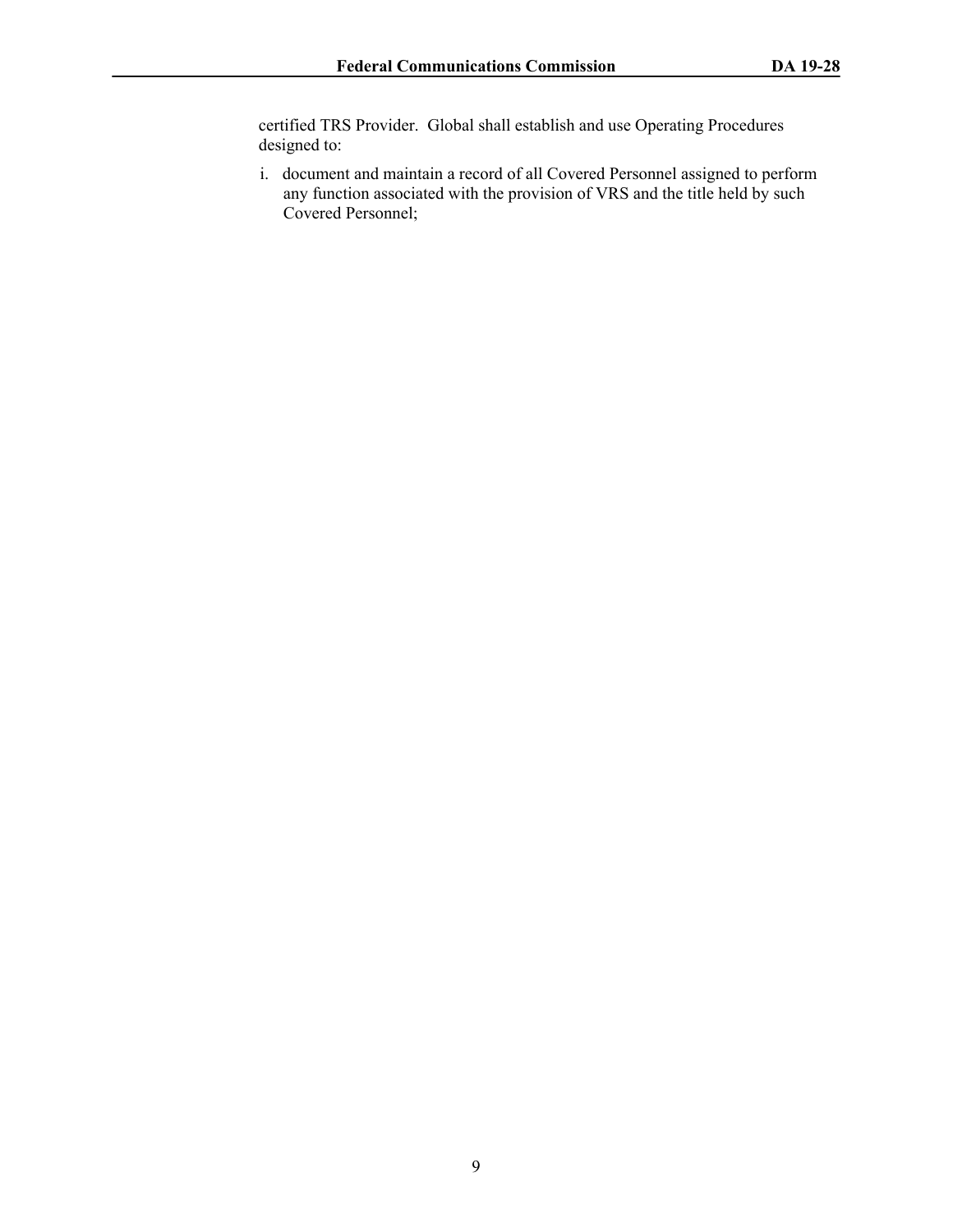certified TRS Provider. Global shall establish and use Operating Procedures designed to:

i. document and maintain a record of all Covered Personnel assigned to perform any function associated with the provision of VRS and the title held by such Covered Personnel;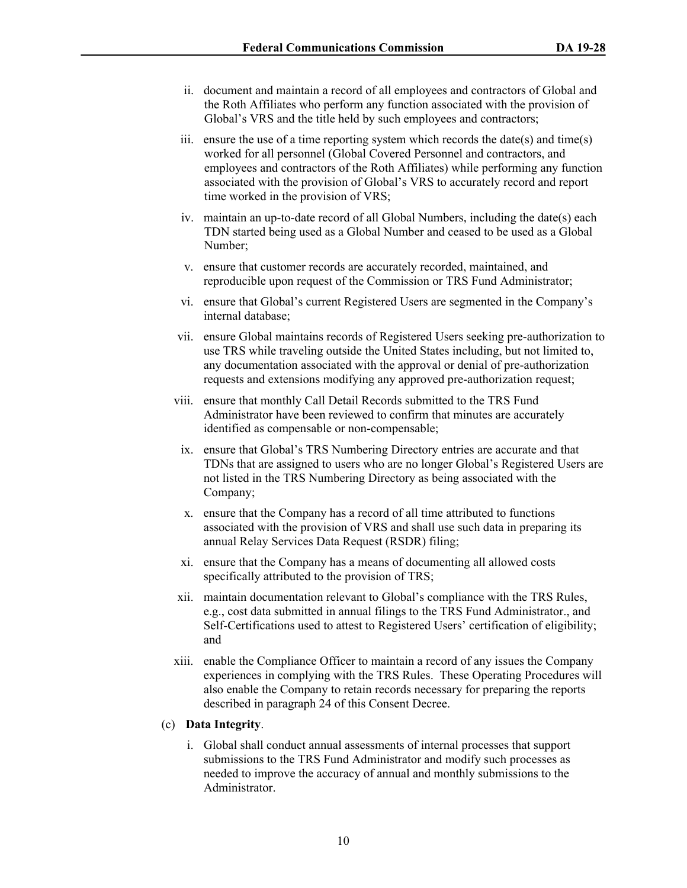ii. document and maintain a record of all employees and contractors of Global and the Roth Affiliates who perform any function associated with the provision of Global's VRS and the title held by such employees and contractors;

iii. ensure the use of a time reporting system which records the date(s) and time(s) worked for all personnel (Global Covered Personnel and contractors, and employees and contractors of the Roth Affiliates) while performing any function associated with the provision of Global's VRS to accurately record and report time worked in the provision of VRS;

iv. maintain an up-to-date record of all Global Numbers, including the date(s) each TDN started being used as a Global Number and ceased to be used as a Global Number;

v. ensure that customer records are accurately recorded, maintained, and reproducible upon request of the Commission or TRS Fund Administrator;

vi. ensure that Global's current Registered Users are segmented in the Company's internal database;

vii. ensure Global maintains records of Registered Users seeking pre-authorization to use TRS while traveling outside the United States including, but not limited to, any documentation associated with the approval or denial of pre-authorization requests and extensions modifying any approved pre-authorization request;

viii. ensure that monthly Call Detail Records submitted to the TRS Fund Administrator have been reviewed to confirm that minutes are accurately identified as compensable or non-compensable;

ix. ensure that Global's TRS Numbering Directory entries are accurate and that TDNs that are assigned to users who are no longer Global's Registered Users are not listed in the TRS Numbering Directory as being associated with the Company;

x. ensure that the Company has a record of all time attributed to functions associated with the provision of VRS and shall use such data in preparing its annual Relay Services Data Request (RSDR) filing;

xi. ensure that the Company has a means of documenting all allowed costs specifically attributed to the provision of TRS;

xii. maintain documentation relevant to Global's compliance with the TRS Rules, e.g., cost data submitted in annual filings to the TRS Fund Administrator., and Self-Certifications used to attest to Registered Users' certification of eligibility; and

xiii. enable the Compliance Officer to maintain a record of any issues the Company experiences in complying with the TRS Rules. These Operating Procedures will also enable the Company to retain records necessary for preparing the reports described in paragraph 24 of this Consent Decree.

(c) **Data Integrity**.

i. Global shall conduct annual assessments of internal processes that support submissions to the TRS Fund Administrator and modify such processes as needed to improve the accuracy of annual and monthly submissions to the Administrator.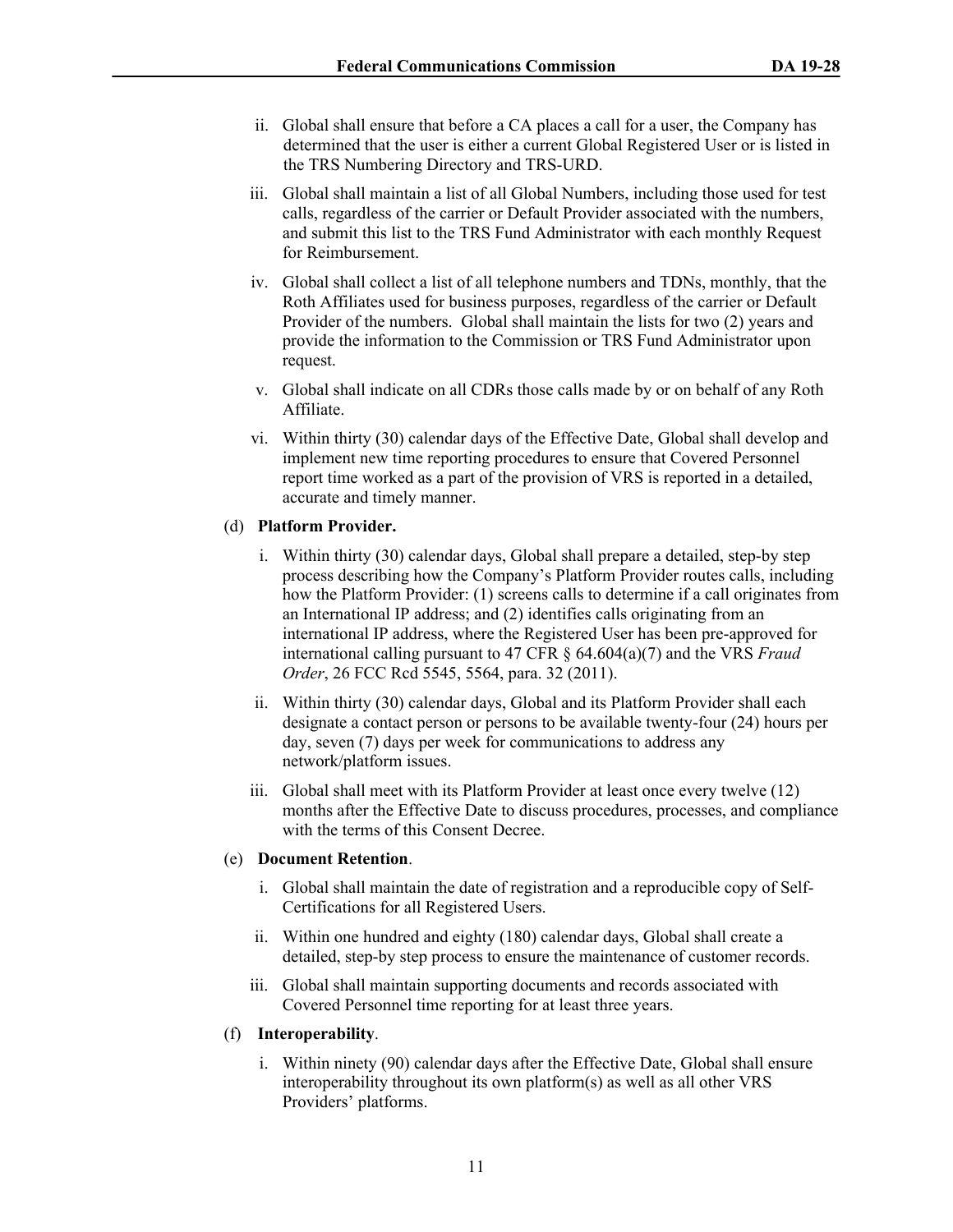ii. Global shall ensure that before a CA places a call for a user, the Company has determined that the user is either a current Global Registered User or is listed in the TRS Numbering Directory and TRS-URD.

iii. Global shall maintain a list of all Global Numbers, including those used for test calls, regardless of the carrier or Default Provider associated with the numbers, and submit this list to the TRS Fund Administrator with each monthly Request for Reimbursement.

iv. Global shall collect a list of all telephone numbers and TDNs, monthly, that the Roth Affiliates used for business purposes, regardless of the carrier or Default Provider of the numbers. Global shall maintain the lists for two (2) years and provide the information to the Commission or TRS Fund Administrator upon request.

v. Global shall indicate on all CDRs those calls made by or on behalf of any Roth Affiliate.

vi. Within thirty (30) calendar days of the Effective Date, Global shall develop and implement new time reporting procedures to ensure that Covered Personnel report time worked as a part of the provision of VRS is reported in a detailed, accurate and timely manner.

(d) **Platform Provider.**

i. Within thirty (30) calendar days, Global shall prepare a detailed, step-by step process describing how the Company's Platform Provider routes calls, including how the Platform Provider: (1) screens calls to determine if a call originates from an International IP address; and (2) identifies calls originating from an international IP address, where the Registered User has been pre-approved for international calling pursuant to 47 CFR § 64.604(a)(7) and the VRS *Fraud Order*, 26 FCC Rcd 5545, 5564, para. 32 (2011).

ii. Within thirty (30) calendar days, Global and its Platform Provider shall each designate a contact person or persons to be available twenty-four (24) hours per day, seven (7) days per week for communications to address any network/platform issues.

iii. Global shall meet with its Platform Provider at least once every twelve (12) months after the Effective Date to discuss procedures, processes, and compliance with the terms of this Consent Decree.

(e) **Document Retention**.

i. Global shall maintain the date of registration and a reproducible copy of Self-Certifications for all Registered Users.

ii. Within one hundred and eighty (180) calendar days, Global shall create a detailed, step-by step process to ensure the maintenance of customer records.

iii. Global shall maintain supporting documents and records associated with Covered Personnel time reporting for at least three years.

(f) **Interoperability**.

i. Within ninety (90) calendar days after the Effective Date, Global shall ensure interoperability throughout its own platform(s) as well as all other VRS Providers' platforms.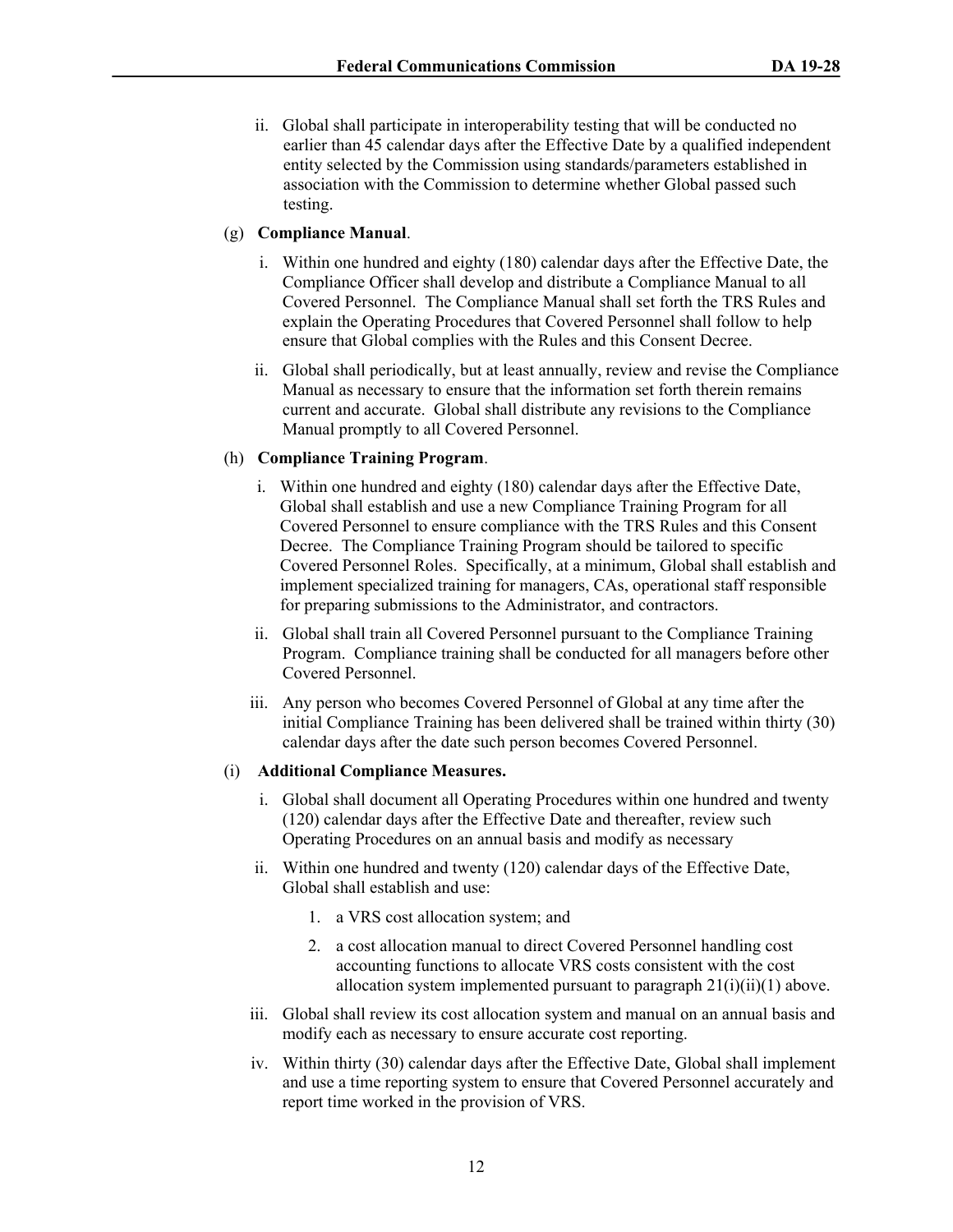ii. Global shall participate in interoperability testing that will be conducted no earlier than 45 calendar days after the Effective Date by a qualified independent entity selected by the Commission using standards/parameters established in association with the Commission to determine whether Global passed such testing.

(g) **Compliance Manual**.

i. Within one hundred and eighty (180) calendar days after the Effective Date, the Compliance Officer shall develop and distribute a Compliance Manual to all Covered Personnel. The Compliance Manual shall set forth the TRS Rules and explain the Operating Procedures that Covered Personnel shall follow to help ensure that Global complies with the Rules and this Consent Decree.

ii. Global shall periodically, but at least annually, review and revise the Compliance Manual as necessary to ensure that the information set forth therein remains current and accurate. Global shall distribute any revisions to the Compliance Manual promptly to all Covered Personnel.

(h) **Compliance Training Program**.

i. Within one hundred and eighty (180) calendar days after the Effective Date, Global shall establish and use a new Compliance Training Program for all Covered Personnel to ensure compliance with the TRS Rules and this Consent Decree. The Compliance Training Program should be tailored to specific Covered Personnel Roles. Specifically, at a minimum, Global shall establish and implement specialized training for managers, CAs, operational staff responsible for preparing submissions to the Administrator, and contractors.

ii. Global shall train all Covered Personnel pursuant to the Compliance Training Program. Compliance training shall be conducted for all managers before other Covered Personnel.

iii. Any person who becomes Covered Personnel of Global at any time after the initial Compliance Training has been delivered shall be trained within thirty (30) calendar days after the date such person becomes Covered Personnel.

(i) **Additional Compliance Measures.**

i. Global shall document all Operating Procedures within one hundred and twenty (120) calendar days after the Effective Date and thereafter, review such Operating Procedures on an annual basis and modify as necessary

ii. Within one hundred and twenty (120) calendar days of the Effective Date, Global shall establish and use:

1. a VRS cost allocation system; and

2. a cost allocation manual to direct Covered Personnel handling cost accounting functions to allocate VRS costs consistent with the cost allocation system implemented pursuant to paragraph 21(i)(ii)(1) above.

iii. Global shall review its cost allocation system and manual on an annual basis and modify each as necessary to ensure accurate cost reporting.

iv. Within thirty (30) calendar days after the Effective Date, Global shall implement and use a time reporting system to ensure that Covered Personnel accurately and report time worked in the provision of VRS.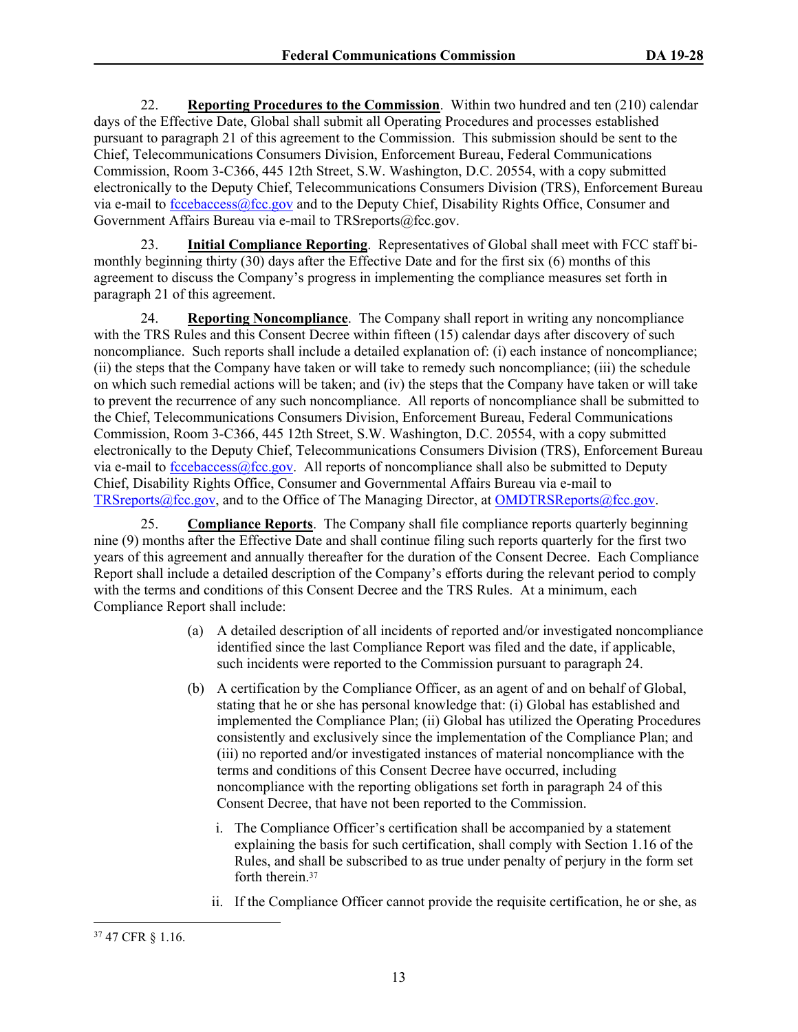22. **Reporting Procedures to the Commission**. Within two hundred and ten (210) calendar days of the Effective Date, Global shall submit all Operating Procedures and processes established pursuant to paragraph 21 of this agreement to the Commission. This submission should be sent to the Chief, Telecommunications Consumers Division, Enforcement Bureau, Federal Communications Commission, Room 3-C366, 445 12th Street, S.W. Washington, D.C. 20554, with a copy submitted electronically to the Deputy Chief, Telecommunications Consumers Division (TRS), Enforcement Bureau via e-mail to fccebaccess@fcc.gov and to the Deputy Chief, Disability Rights Office, Consumer and Government Affairs Bureau via e-mail to TRSreports@fcc.gov.

23. **Initial Compliance Reporting**. Representatives of Global shall meet with FCC staff bi-monthly beginning thirty (30) days after the Effective Date and for the first six (6) months of this agreement to discuss the Company's progress in implementing the compliance measures set forth in paragraph 21 of this agreement.

24. **Reporting Noncompliance**. The Company shall report in writing any noncompliance with the TRS Rules and this Consent Decree within fifteen (15) calendar days after discovery of such noncompliance. Such reports shall include a detailed explanation of: (i) each instance of noncompliance; (ii) the steps that the Company have taken or will take to remedy such noncompliance; (iii) the schedule on which such remedial actions will be taken; and (iv) the steps that the Company have taken or will take to prevent the recurrence of any such noncompliance. All reports of noncompliance shall be submitted to the Chief, Telecommunications Consumers Division, Enforcement Bureau, Federal Communications Commission, Room 3-C366, 445 12th Street, S.W. Washington, D.C. 20554, with a copy submitted electronically to the Deputy Chief, Telecommunications Consumers Division (TRS), Enforcement Bureau via e-mail to fccebaccess@fcc.gov. All reports of noncompliance shall also be submitted to Deputy Chief, Disability Rights Office, Consumer and Governmental Affairs Bureau via e-mail to TRSreports@fcc.gov, and to the Office of The Managing Director, at OMDTRSReports@fcc.gov.

25. **Compliance Reports**. The Company shall file compliance reports quarterly beginning nine (9) months after the Effective Date and shall continue filing such reports quarterly for the first two years of this agreement and annually thereafter for the duration of the Consent Decree. Each Compliance Report shall include a detailed description of the Company's efforts during the relevant period to comply with the terms and conditions of this Consent Decree and the TRS Rules. At a minimum, each Compliance Report shall include:

(a) A detailed description of all incidents of reported and/or investigated noncompliance identified since the last Compliance Report was filed and the date, if applicable, such incidents were reported to the Commission pursuant to paragraph 24.

(b) A certification by the Compliance Officer, as an agent of and on behalf of Global, stating that he or she has personal knowledge that: (i) Global has established and implemented the Compliance Plan; (ii) Global has utilized the Operating Procedures consistently and exclusively since the implementation of the Compliance Plan; and (iii) no reported and/or investigated instances of material noncompliance with the terms and conditions of this Consent Decree have occurred, including noncompliance with the reporting obligations set forth in paragraph 24 of this Consent Decree, that have not been reported to the Commission.

i. The Compliance Officer's certification shall be accompanied by a statement explaining the basis for such certification, shall comply with Section 1.16 of the Rules, and shall be subscribed to as true under penalty of perjury in the form set forth therein.[37]

ii. If the Compliance Officer cannot provide the requisite certification, he or she, as

[37] 47 CFR § 1.16.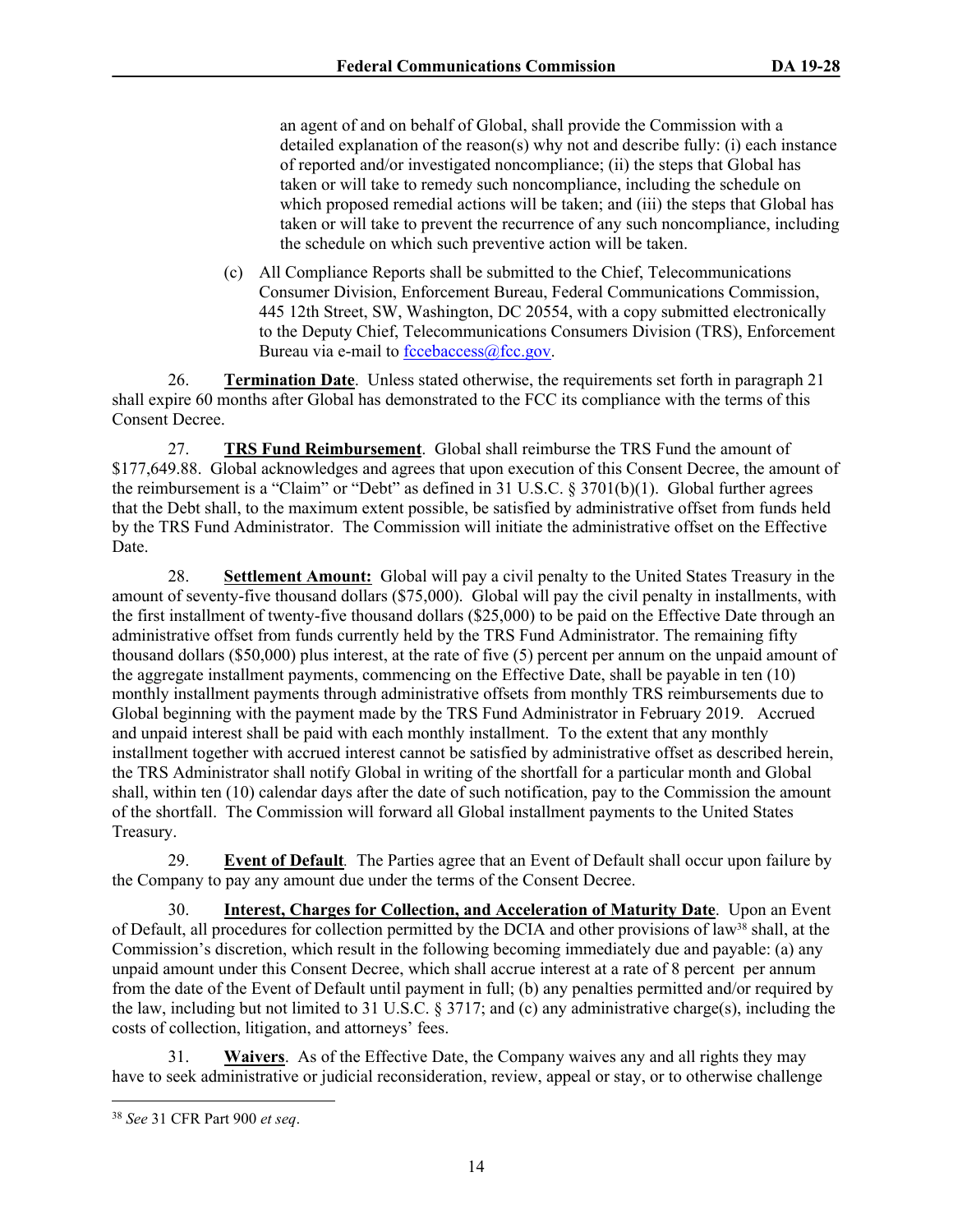an agent of and on behalf of Global, shall provide the Commission with a detailed explanation of the reason(s) why not and describe fully: (i) each instance of reported and/or investigated noncompliance; (ii) the steps that Global has taken or will take to remedy such noncompliance, including the schedule on which proposed remedial actions will be taken; and (iii) the steps that Global has taken or will take to prevent the recurrence of any such noncompliance, including the schedule on which such preventive action will be taken.

(c) All Compliance Reports shall be submitted to the Chief, Telecommunications Consumer Division, Enforcement Bureau, Federal Communications Commission, 445 12th Street, SW, Washington, DC 20554, with a copy submitted electronically to the Deputy Chief, Telecommunications Consumers Division (TRS), Enforcement Bureau via e-mail to fccebaccess@fcc.gov.

26. **Termination Date**. Unless stated otherwise, the requirements set forth in paragraph 21 shall expire 60 months after Global has demonstrated to the FCC its compliance with the terms of this Consent Decree.

27. **TRS Fund Reimbursement**. Global shall reimburse the TRS Fund the amount of $177,649.88. Global acknowledges and agrees that upon execution of this Consent Decree, the amount of the reimbursement is a "Claim" or "Debt" as defined in 31 U.S.C. § 3701(b)(1). Global further agrees that the Debt shall, to the maximum extent possible, be satisfied by administrative offset from funds held by the TRS Fund Administrator. The Commission will initiate the administrative offset on the Effective Date.

28. **Settlement Amount:** Global will pay a civil penalty to the United States Treasury in the amount of seventy-five thousand dollars ($75,000). Global will pay the civil penalty in installments, with the first installment of twenty-five thousand dollars ($25,000) to be paid on the Effective Date through an administrative offset from funds currently held by the TRS Fund Administrator. The remaining fifty thousand dollars ($50,000) plus interest, at the rate of five (5) percent per annum on the unpaid amount of the aggregate installment payments, commencing on the Effective Date, shall be payable in ten (10) monthly installment payments through administrative offsets from monthly TRS reimbursements due to Global beginning with the payment made by the TRS Fund Administrator in February 2019. Accrued and unpaid interest shall be paid with each monthly installment. To the extent that any monthly installment together with accrued interest cannot be satisfied by administrative offset as described herein, the TRS Administrator shall notify Global in writing of the shortfall for a particular month and Global shall, within ten (10) calendar days after the date of such notification, pay to the Commission the amount of the shortfall. The Commission will forward all Global installment payments to the United States Treasury.

29. **Event of Default**. The Parties agree that an Event of Default shall occur upon failure by the Company to pay any amount due under the terms of the Consent Decree.

30. **Interest, Charges for Collection, and Acceleration of Maturity Date**. Upon an Event of Default, all procedures for collection permitted by the DCIA and other provisions of law[38] shall, at the Commission's discretion, which result in the following becoming immediately due and payable: (a) any unpaid amount under this Consent Decree, which shall accrue interest at a rate of 8 percent per annum from the date of the Event of Default until payment in full; (b) any penalties permitted and/or required by the law, including but not limited to 31 U.S.C. § 3717; and (c) any administrative charge(s), including the costs of collection, litigation, and attorneys' fees.

31. **Waivers**. As of the Effective Date, the Company waives any and all rights they may have to seek administrative or judicial reconsideration, review, appeal or stay, or to otherwise challenge

---

[38] *See* 31 CFR Part 900 *et seq*.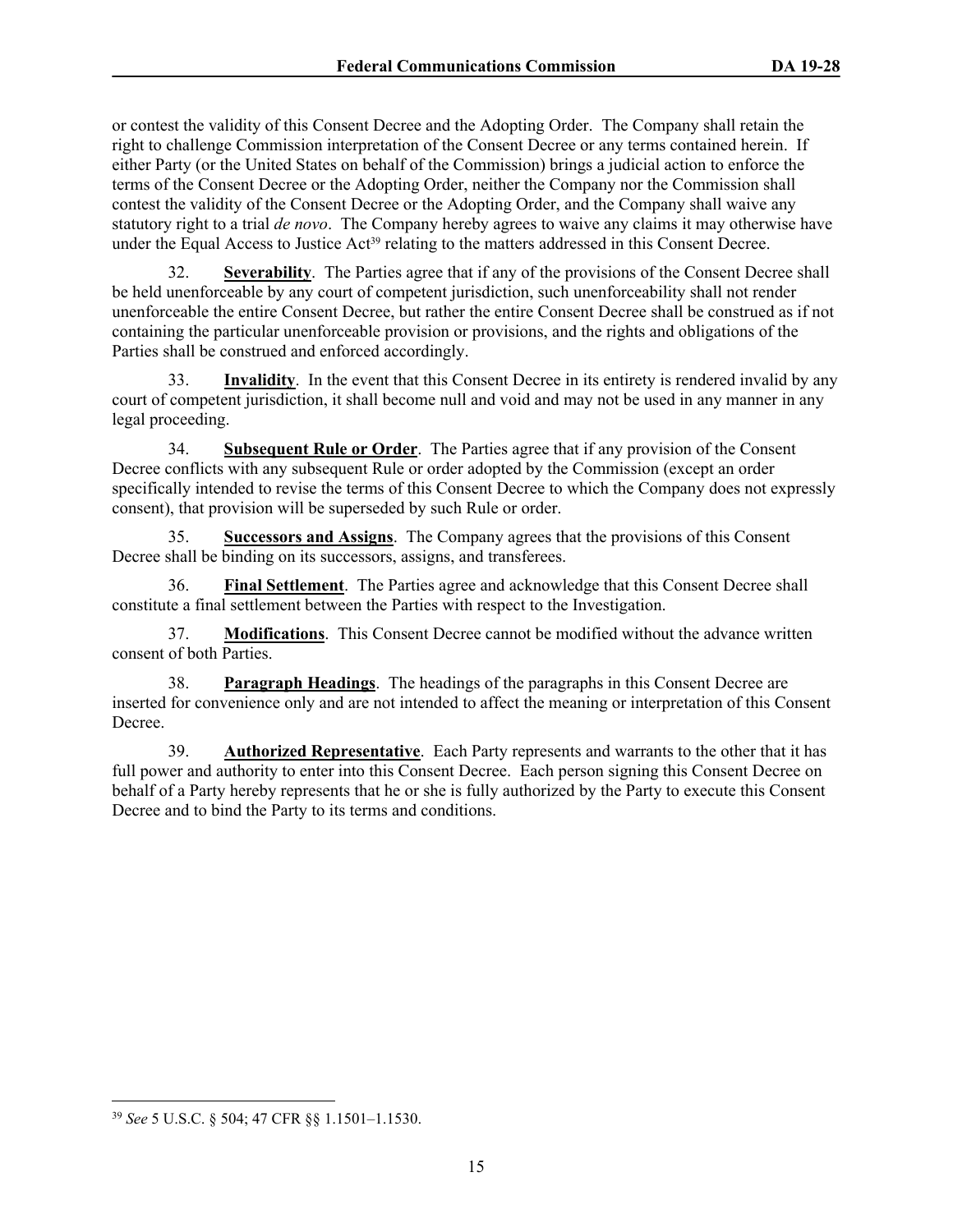or contest the validity of this Consent Decree and the Adopting Order. The Company shall retain the right to challenge Commission interpretation of the Consent Decree or any terms contained herein. If either Party (or the United States on behalf of the Commission) brings a judicial action to enforce the terms of the Consent Decree or the Adopting Order, neither the Company nor the Commission shall contest the validity of the Consent Decree or the Adopting Order, and the Company shall waive any statutory right to a trial *de novo*. The Company hereby agrees to waive any claims it may otherwise have under the Equal Access to Justice Act[39] relating to the matters addressed in this Consent Decree.

32. **Severability**. The Parties agree that if any of the provisions of the Consent Decree shall be held unenforceable by any court of competent jurisdiction, such unenforceability shall not render unenforceable the entire Consent Decree, but rather the entire Consent Decree shall be construed as if not containing the particular unenforceable provision or provisions, and the rights and obligations of the Parties shall be construed and enforced accordingly.

33. **Invalidity**. In the event that this Consent Decree in its entirety is rendered invalid by any court of competent jurisdiction, it shall become null and void and may not be used in any manner in any legal proceeding.

34. **Subsequent Rule or Order**. The Parties agree that if any provision of the Consent Decree conflicts with any subsequent Rule or order adopted by the Commission (except an order specifically intended to revise the terms of this Consent Decree to which the Company does not expressly consent), that provision will be superseded by such Rule or order.

35. **Successors and Assigns**. The Company agrees that the provisions of this Consent Decree shall be binding on its successors, assigns, and transferees.

36. **Final Settlement**. The Parties agree and acknowledge that this Consent Decree shall constitute a final settlement between the Parties with respect to the Investigation.

37. **Modifications**. This Consent Decree cannot be modified without the advance written consent of both Parties.

38. **Paragraph Headings**. The headings of the paragraphs in this Consent Decree are inserted for convenience only and are not intended to affect the meaning or interpretation of this Consent Decree.

39. **Authorized Representative**. Each Party represents and warrants to the other that it has full power and authority to enter into this Consent Decree. Each person signing this Consent Decree on behalf of a Party hereby represents that he or she is fully authorized by the Party to execute this Consent Decree and to bind the Party to its terms and conditions.

---

[39] *See* 5 U.S.C. § 504; 47 CFR §§ 1.1501–1.1530.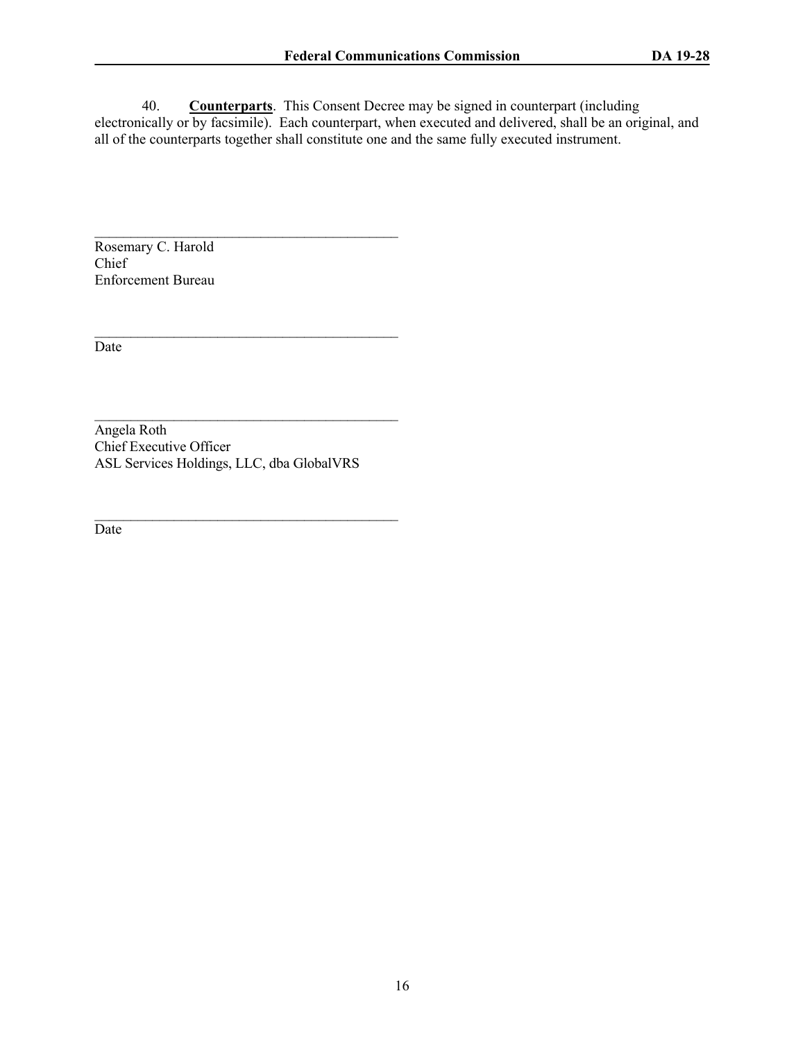40. **Counterparts**. This Consent Decree may be signed in counterpart (including electronically or by facsimile). Each counterpart, when executed and delivered, shall be an original, and all of the counterparts together shall constitute one and the same fully executed instrument.

\_\_\_\_\_\_\_\_\_\_\_\_\_\_\_\_\_\_\_\_\_\_\_\_\_\_\_\_\_\_\_\_\_\_\_\_\_\_\_\_\_\_

Rosemary C. Harold  
Chief  
Enforcement Bureau

\_\_\_\_\_\_\_\_\_\_\_\_\_\_\_\_\_\_\_\_\_\_\_\_\_\_\_\_\_\_\_\_\_\_\_\_\_\_\_\_\_\_

Date

\_\_\_\_\_\_\_\_\_\_\_\_\_\_\_\_\_\_\_\_\_\_\_\_\_\_\_\_\_\_\_\_\_\_\_\_\_\_\_\_\_\_

Angela Roth  
Chief Executive Officer  
ASL Services Holdings, LLC, dba GlobalVRS

\_\_\_\_\_\_\_\_\_\_\_\_\_\_\_\_\_\_\_\_\_\_\_\_\_\_\_\_\_\_\_\_\_\_\_\_\_\_\_\_\_\_

Date